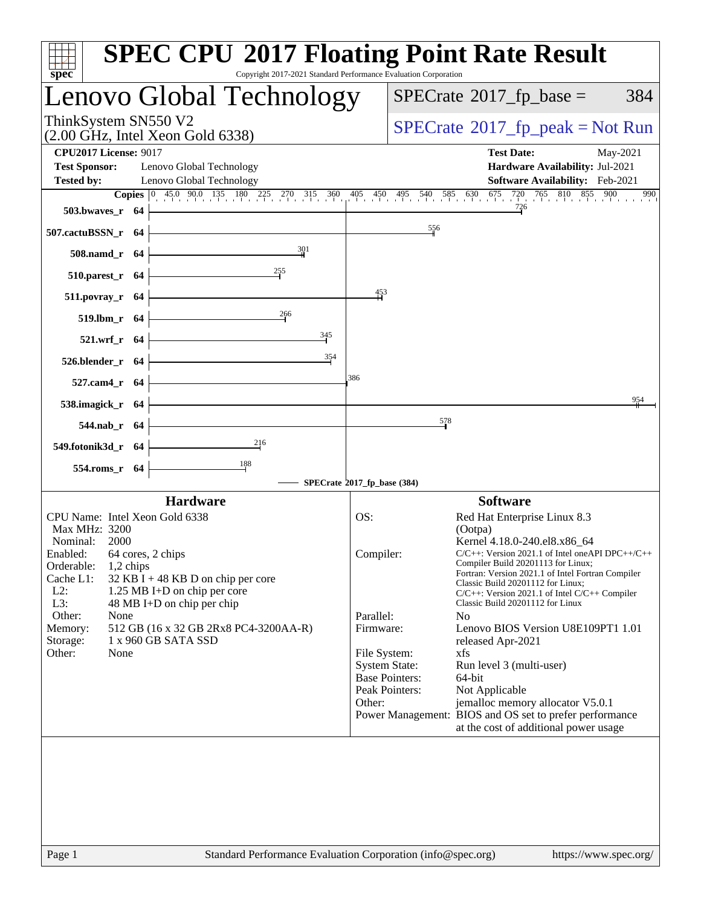# SPEC CPU 2017 Floating Point Rate Result

Copyright 2017-2021 Standard Performance Evaluation Corporation

## Lenovo Global Technology

ThinkSystem SN550 V2
(2.00 GHz, Intel Xeon Gold 6338)

SPECrate 2017_fp_base = 384

SPECrate 2017_fp_peak = Not Run

**CPU2017 License:** 9017
**Test Sponsor:** Lenovo Global Technology
**Tested by:** Lenovo Global Technology
**Test Date:** May-2021
**Hardware Availability:** Jul-2021
**Software Availability:** Feb-2021

| Benchmark | Copies | SPECrate 2017_fp_base |
|---|---|---|
| 503.bwaves_r | 64 | 726 |
| 507.cactuBSSN_r | 64 | 556 |
| 508.namd_r | 64 | 301 |
| 510.parest_r | 64 | 255 |
| 511.povray_r | 64 | 453 |
| 519.lbm_r | 64 | 266 |
| 521.wrf_r | 64 | 345 |
| 526.blender_r | 64 | 354 |
| 527.cam4_r | 64 | 386 |
| 538.imagick_r | 64 | 954 |
| 544.nab_r | 64 | 578 |
| 549.fotonik3d_r | 64 | 216 |
| 554.roms_r | 64 | 188 |

SPECrate 2017_fp_base (384)

### Hardware

CPU Name: Intel Xeon Gold 6338
Max MHz: 3200
Nominal: 2000
Enabled: 64 cores, 2 chips
Orderable: 1,2 chips
Cache L1: 32 KB I + 48 KB D on chip per core
L2: 1.25 MB I+D on chip per core
L3: 48 MB I+D on chip per chip
Other: None
Memory: 512 GB (16 x 32 GB 2Rx8 PC4-3200AA-R)
Storage: 1 x 960 GB SATA SSD
Other: None

### Software

OS: Red Hat Enterprise Linux 8.3 (Ootpa)
Kernel 4.18.0-240.el8.x86_64
Compiler: C/C++: Version 2021.1 of Intel oneAPI DPC++/C++ Compiler Build 20201113 for Linux;
Fortran: Version 2021.1 of Intel Fortran Compiler Classic Build 20201112 for Linux;
C/C++: Version 2021.1 of Intel C/C++ Compiler Classic Build 20201112 for Linux
Parallel: No
Firmware: Lenovo BIOS Version U8E109PT1 1.01 released Apr-2021
File System: xfs
System State: Run level 3 (multi-user)
Base Pointers: 64-bit
Peak Pointers: Not Applicable
Other: jemalloc memory allocator V5.0.1
Power Management: BIOS and OS set to prefer performance at the cost of additional power usage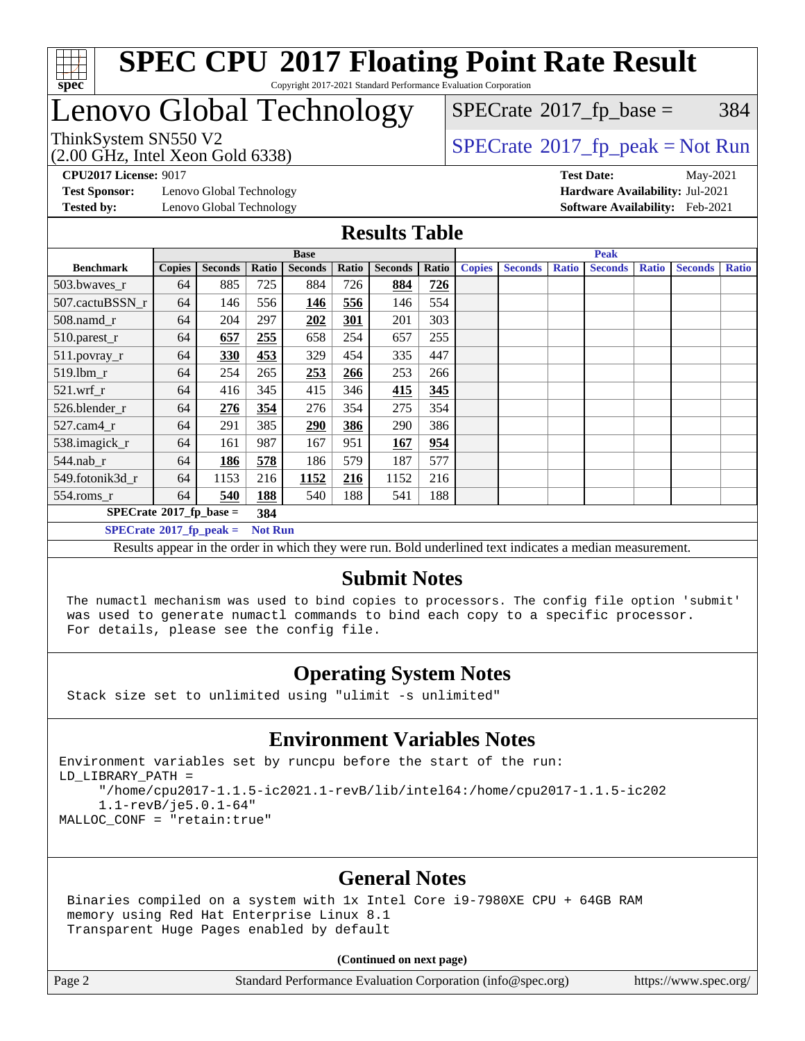# SPEC CPU 2017 Floating Point Rate Result

Copyright 2017-2021 Standard Performance Evaluation Corporation

# Lenovo Global Technology

ThinkSystem SN550 V2
(2.00 GHz, Intel Xeon Gold 6338)

SPECrate 2017_fp_base = 384

SPECrate 2017_fp_peak = Not Run

**CPU2017 License:** 9017
**Test Sponsor:** Lenovo Global Technology
**Tested by:** Lenovo Global Technology

**Test Date:** May-2021
**Hardware Availability:** Jul-2021
**Software Availability:** Feb-2021

## Results Table

| Benchmark | Base | | | | | | | Peak | | | | | | |
|---|---|---|---|---|---|---|---|---|---|---|---|---|---|---|
| | Copies | Seconds | Ratio | Seconds | Ratio | Seconds | Ratio | Copies | Seconds | Ratio | Seconds | Ratio | Seconds | Ratio |
| 503.bwaves_r | 64 | 885 | 725 | 884 | 726 | **884** | **726** | | | | | | | |
| 507.cactuBSSN_r | 64 | 146 | 556 | **146** | **556** | 146 | 554 | | | | | | | |
| 508.namd_r | 64 | 204 | 297 | **202** | **301** | 201 | 303 | | | | | | | |
| 510.parest_r | 64 | **657** | **255** | 658 | 254 | 657 | 255 | | | | | | | |
| 511.povray_r | 64 | **330** | **453** | 329 | 454 | 335 | 447 | | | | | | | |
| 519.lbm_r | 64 | 254 | 265 | **253** | **266** | 253 | 266 | | | | | | | |
| 521.wrf_r | 64 | 416 | 345 | 415 | 346 | **415** | **345** | | | | | | | |
| 526.blender_r | 64 | **276** | **354** | 276 | 354 | 275 | 354 | | | | | | | |
| 527.cam4_r | 64 | 291 | 385 | **290** | **386** | 290 | 386 | | | | | | | |
| 538.imagick_r | 64 | 161 | 987 | 167 | 951 | **167** | **954** | | | | | | | |
| 544.nab_r | 64 | **186** | **578** | 186 | 579 | 187 | 577 | | | | | | | |
| 549.fotonik3d_r | 64 | 1153 | 216 | **1152** | **216** | 1152 | 216 | | | | | | | |
| 554.roms_r | 64 | **540** | **188** | 540 | 188 | 541 | 188 | | | | | | | |

**SPECrate 2017_fp_base = 384**

**SPECrate 2017_fp_peak = Not Run**

Results appear in the order in which they were run. Bold underlined text indicates a median measurement.

## Submit Notes

```
The numactl mechanism was used to bind copies to processors. The config file option 'submit'
was used to generate numactl commands to bind each copy to a specific processor.
For details, please see the config file.
```

## Operating System Notes

```
Stack size set to unlimited using "ulimit -s unlimited"
```

## Environment Variables Notes

```
Environment variables set by runcpu before the start of the run:
LD_LIBRARY_PATH =
     "/home/cpu2017-1.1.5-ic2021.1-revB/lib/intel64:/home/cpu2017-1.1.5-ic202
     1.1-revB/je5.0.1-64"
MALLOC_CONF = "retain:true"
```

## General Notes

```
Binaries compiled on a system with 1x Intel Core i9-7980XE CPU + 64GB RAM
memory using Red Hat Enterprise Linux 8.1
Transparent Huge Pages enabled by default
```

**(Continued on next page)**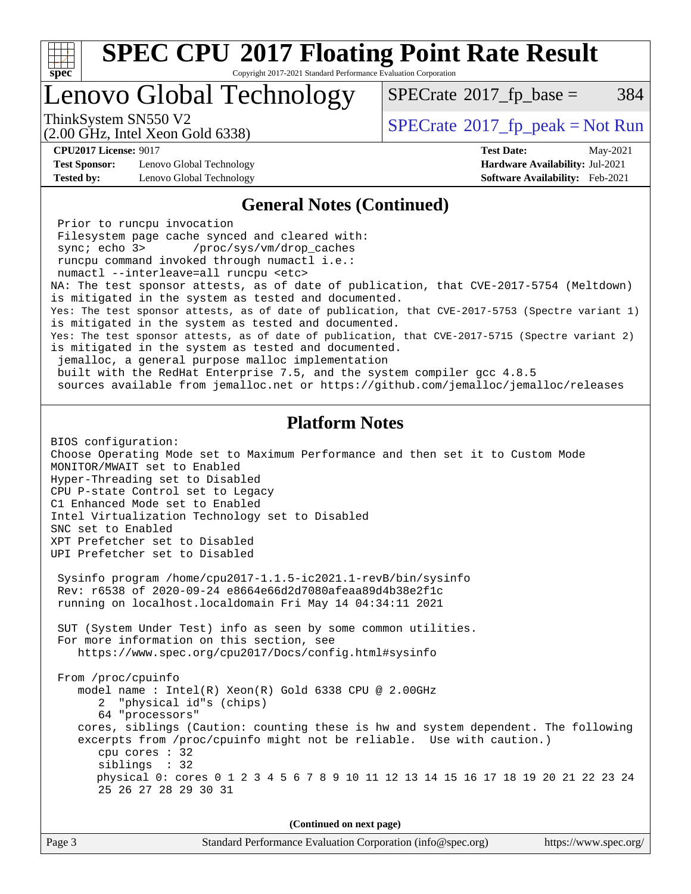# SPEC CPU 2017 Floating Point Rate Result

Copyright 2017-2021 Standard Performance Evaluation Corporation

## Lenovo Global Technology

ThinkSystem SN550 V2
(2.00 GHz, Intel Xeon Gold 6338)

SPECrate 2017_fp_base = 384

SPECrate 2017_fp_peak = Not Run

**CPU2017 License:** 9017
**Test Sponsor:** Lenovo Global Technology
**Tested by:** Lenovo Global Technology

**Test Date:** May-2021
**Hardware Availability:** Jul-2021
**Software Availability:** Feb-2021

### General Notes (Continued)

```
 Prior to runcpu invocation
 Filesystem page cache synced and cleared with:
 sync; echo 3>       /proc/sys/vm/drop_caches
 runcpu command invoked through numactl i.e.:
 numactl --interleave=all runcpu <etc>
NA: The test sponsor attests, as of date of publication, that CVE-2017-5754 (Meltdown)
is mitigated in the system as tested and documented.
Yes: The test sponsor attests, as of date of publication, that CVE-2017-5753 (Spectre variant 1)
is mitigated in the system as tested and documented.
Yes: The test sponsor attests, as of date of publication, that CVE-2017-5715 (Spectre variant 2)
is mitigated in the system as tested and documented.
 jemalloc, a general purpose malloc implementation
 built with the RedHat Enterprise 7.5, and the system compiler gcc 4.8.5
 sources available from jemalloc.net or https://github.com/jemalloc/jemalloc/releases
```

### Platform Notes

```
BIOS configuration:
Choose Operating Mode set to Maximum Performance and then set it to Custom Mode
MONITOR/MWAIT set to Enabled
Hyper-Threading set to Disabled
CPU P-state Control set to Legacy
C1 Enhanced Mode set to Enabled
Intel Virtualization Technology set to Disabled
SNC set to Enabled
XPT Prefetcher set to Disabled
UPI Prefetcher set to Disabled

 Sysinfo program /home/cpu2017-1.1.5-ic2021.1-revB/bin/sysinfo
 Rev: r6538 of 2020-09-24 e8664e66d2d7080afeaa89d4b38e2f1c
 running on localhost.localdomain Fri May 14 04:34:11 2021

 SUT (System Under Test) info as seen by some common utilities.
 For more information on this section, see
    https://www.spec.org/cpu2017/Docs/config.html#sysinfo

 From /proc/cpuinfo
    model name : Intel(R) Xeon(R) Gold 6338 CPU @ 2.00GHz
       2  "physical id"s (chips)
       64 "processors"
    cores, siblings (Caution: counting these is hw and system dependent. The following
    excerpts from /proc/cpuinfo might not be reliable.  Use with caution.)
       cpu cores : 32
       siblings  : 32
       physical 0: cores 0 1 2 3 4 5 6 7 8 9 10 11 12 13 14 15 16 17 18 19 20 21 22 23 24
       25 26 27 28 29 30 31
```

(Continued on next page)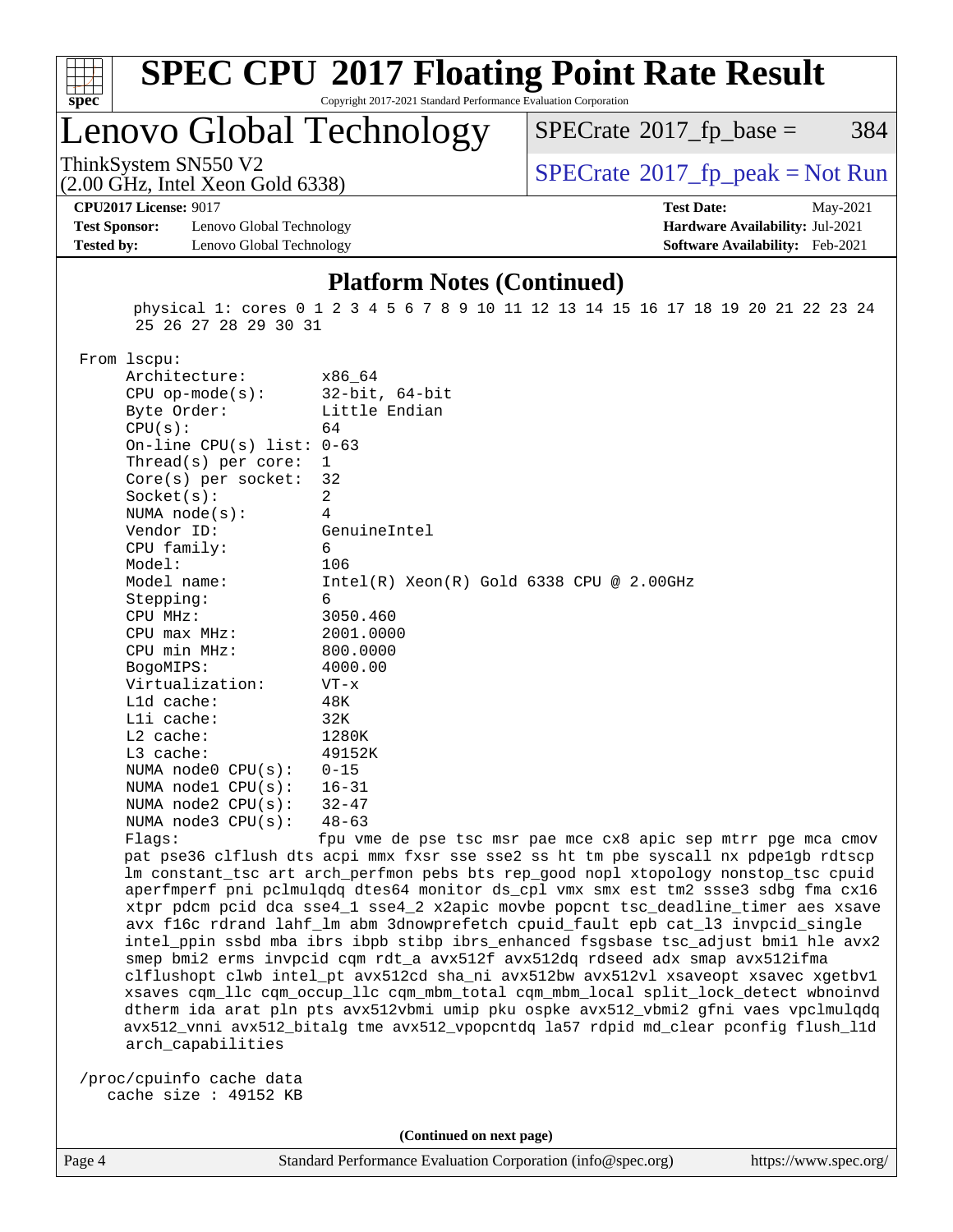## Platform Notes (Continued)

```
physical 1: cores 0 1 2 3 4 5 6 7 8 9 10 11 12 13 14 15 16 17 18 19 20 21 22 23 24
25 26 27 28 29 30 31

From lscpu:
     Architecture:        x86_64
     CPU op-mode(s):      32-bit, 64-bit
     Byte Order:          Little Endian
     CPU(s):              64
     On-line CPU(s) list: 0-63
     Thread(s) per core:  1
     Core(s) per socket:  32
     Socket(s):           2
     NUMA node(s):        4
     Vendor ID:           GenuineIntel
     CPU family:          6
     Model:               106
     Model name:          Intel(R) Xeon(R) Gold 6338 CPU @ 2.00GHz
     Stepping:            6
     CPU MHz:             3050.460
     CPU max MHz:         2001.0000
     CPU min MHz:         800.0000
     BogoMIPS:            4000.00
     Virtualization:      VT-x
     L1d cache:           48K
     L1i cache:           32K
     L2 cache:            1280K
     L3 cache:            49152K
     NUMA node0 CPU(s):   0-15
     NUMA node1 CPU(s):   16-31
     NUMA node2 CPU(s):   32-47
     NUMA node3 CPU(s):   48-63
     Flags:               fpu vme de pse tsc msr pae mce cx8 apic sep mtrr pge mca cmov
     pat pse36 clflush dts acpi mmx fxsr sse sse2 ss ht tm pbe syscall nx pdpe1gb rdtscp
     lm constant_tsc art arch_perfmon pebs bts rep_good nopl xtopology nonstop_tsc cpuid
     aperfmperf pni pclmulqdq dtes64 monitor ds_cpl vmx smx est tm2 ssse3 sdbg fma cx16
     xtpr pdcm pcid dca sse4_1 sse4_2 x2apic movbe popcnt tsc_deadline_timer aes xsave
     avx f16c rdrand lahf_lm abm 3dnowprefetch cpuid_fault epb cat_l3 invpcid_single
     intel_ppin ssbd mba ibrs ibpb stibp ibrs_enhanced fsgsbase tsc_adjust bmi1 hle avx2
     smep bmi2 erms invpcid cqm rdt_a avx512f avx512dq rdseed adx smap avx512ifma
     clflushopt clwb intel_pt avx512cd sha_ni avx512bw avx512vl xsaveopt xsavec xgetbv1
     xsaves cqm_llc cqm_occup_llc cqm_mbm_total cqm_mbm_local split_lock_detect wbnoinvd
     dtherm ida arat pln pts avx512vbmi umip pku ospke avx512_vbmi2 gfni vaes vpclmulqdq
     avx512_vnni avx512_bitalg tme avx512_vpopcntdq la57 rdpid md_clear pconfig flush_l1d
     arch_capabilities

/proc/cpuinfo cache data
   cache size : 49152 KB
```

(Continued on next page)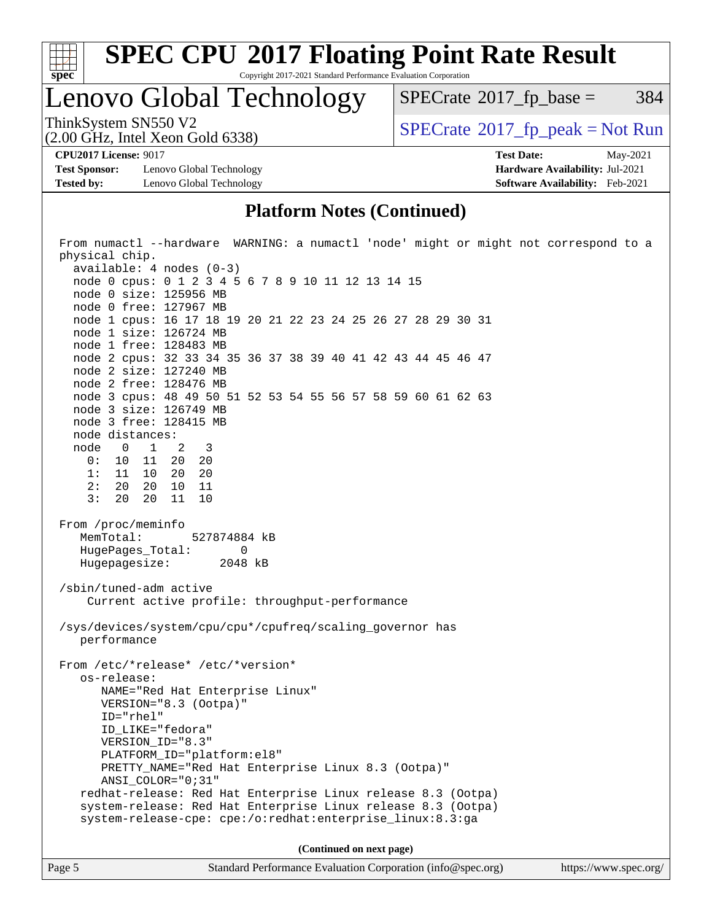## Platform Notes (Continued)

```
From numactl --hardware  WARNING: a numactl 'node' might or might not correspond to a
physical chip.
  available: 4 nodes (0-3)
  node 0 cpus: 0 1 2 3 4 5 6 7 8 9 10 11 12 13 14 15
  node 0 size: 125956 MB
  node 0 free: 127967 MB
  node 1 cpus: 16 17 18 19 20 21 22 23 24 25 26 27 28 29 30 31
  node 1 size: 126724 MB
  node 1 free: 128483 MB
  node 2 cpus: 32 33 34 35 36 37 38 39 40 41 42 43 44 45 46 47
  node 2 size: 127240 MB
  node 2 free: 128476 MB
  node 3 cpus: 48 49 50 51 52 53 54 55 56 57 58 59 60 61 62 63
  node 3 size: 126749 MB
  node 3 free: 128415 MB
  node distances:
  node   0   1   2   3
    0:  10  11  20  20
    1:  11  10  20  20
    2:  20  20  10  11
    3:  20  20  11  10

From /proc/meminfo
   MemTotal:       527874884 kB
   HugePages_Total:       0
   Hugepagesize:       2048 kB

/sbin/tuned-adm active
    Current active profile: throughput-performance

/sys/devices/system/cpu/cpu*/cpufreq/scaling_governor has
   performance

From /etc/*release* /etc/*version*
   os-release:
      NAME="Red Hat Enterprise Linux"
      VERSION="8.3 (Ootpa)"
      ID="rhel"
      ID_LIKE="fedora"
      VERSION_ID="8.3"
      PLATFORM_ID="platform:el8"
      PRETTY_NAME="Red Hat Enterprise Linux 8.3 (Ootpa)"
      ANSI_COLOR="0;31"
   redhat-release: Red Hat Enterprise Linux release 8.3 (Ootpa)
   system-release: Red Hat Enterprise Linux release 8.3 (Ootpa)
   system-release-cpe: cpe:/o:redhat:enterprise_linux:8.3:ga
```

(Continued on next page)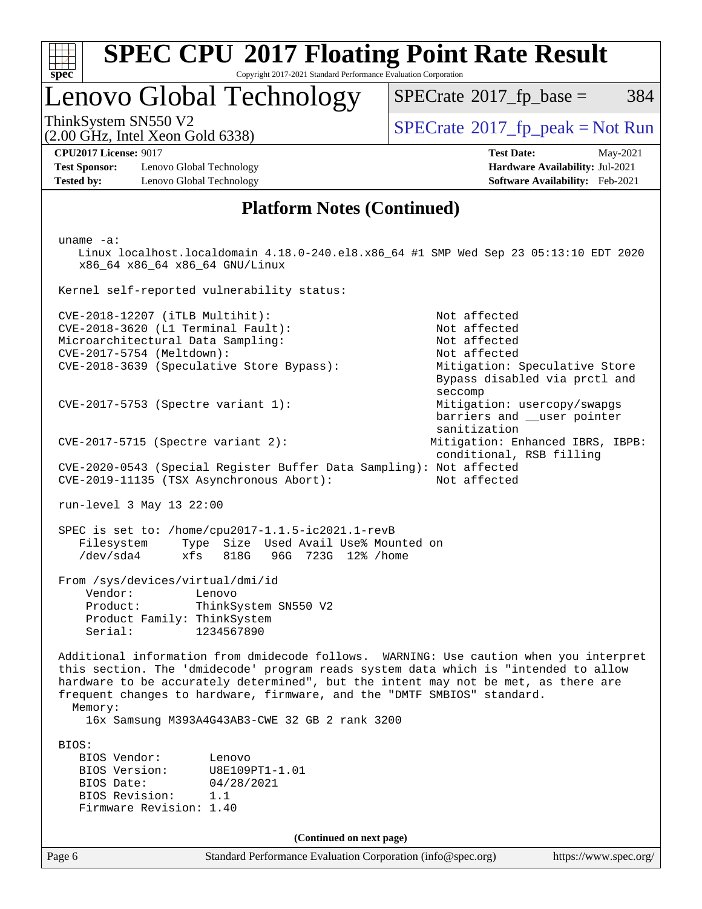## Platform Notes (Continued)

```
uname -a:
   Linux localhost.localdomain 4.18.0-240.el8.x86_64 #1 SMP Wed Sep 23 05:13:10 EDT 2020
   x86_64 x86_64 x86_64 GNU/Linux

Kernel self-reported vulnerability status:

CVE-2018-12207 (iTLB Multihit):                          Not affected
CVE-2018-3620 (L1 Terminal Fault):                       Not affected
Microarchitectural Data Sampling:                        Not affected
CVE-2017-5754 (Meltdown):                                Not affected
CVE-2018-3639 (Speculative Store Bypass):                Mitigation: Speculative Store
                                                         Bypass disabled via prctl and
                                                         seccomp
CVE-2017-5753 (Spectre variant 1):                       Mitigation: usercopy/swapgs
                                                         barriers and __user pointer
                                                         sanitization
CVE-2017-5715 (Spectre variant 2):                       Mitigation: Enhanced IBRS, IBPB:
                                                         conditional, RSB filling
CVE-2020-0543 (Special Register Buffer Data Sampling): Not affected
CVE-2019-11135 (TSX Asynchronous Abort):                 Not affected

run-level 3 May 13 22:00

SPEC is set to: /home/cpu2017-1.1.5-ic2021.1-revB
   Filesystem     Type  Size  Used Avail Use% Mounted on
   /dev/sda4      xfs   818G   96G  723G  12% /home

From /sys/devices/virtual/dmi/id
    Vendor:         Lenovo
    Product:        ThinkSystem SN550 V2
    Product Family: ThinkSystem
    Serial:         1234567890

Additional information from dmidecode follows.  WARNING: Use caution when you interpret
this section. The 'dmidecode' program reads system data which is "intended to allow
hardware to be accurately determined", but the intent may not be met, as there are
frequent changes to hardware, firmware, and the "DMTF SMBIOS" standard.
  Memory:
    16x Samsung M393A4G43AB3-CWE 32 GB 2 rank 3200

BIOS:
   BIOS Vendor:       Lenovo
   BIOS Version:      U8E109PT1-1.01
   BIOS Date:         04/28/2021
   BIOS Revision:     1.1
   Firmware Revision: 1.40
```

(Continued on next page)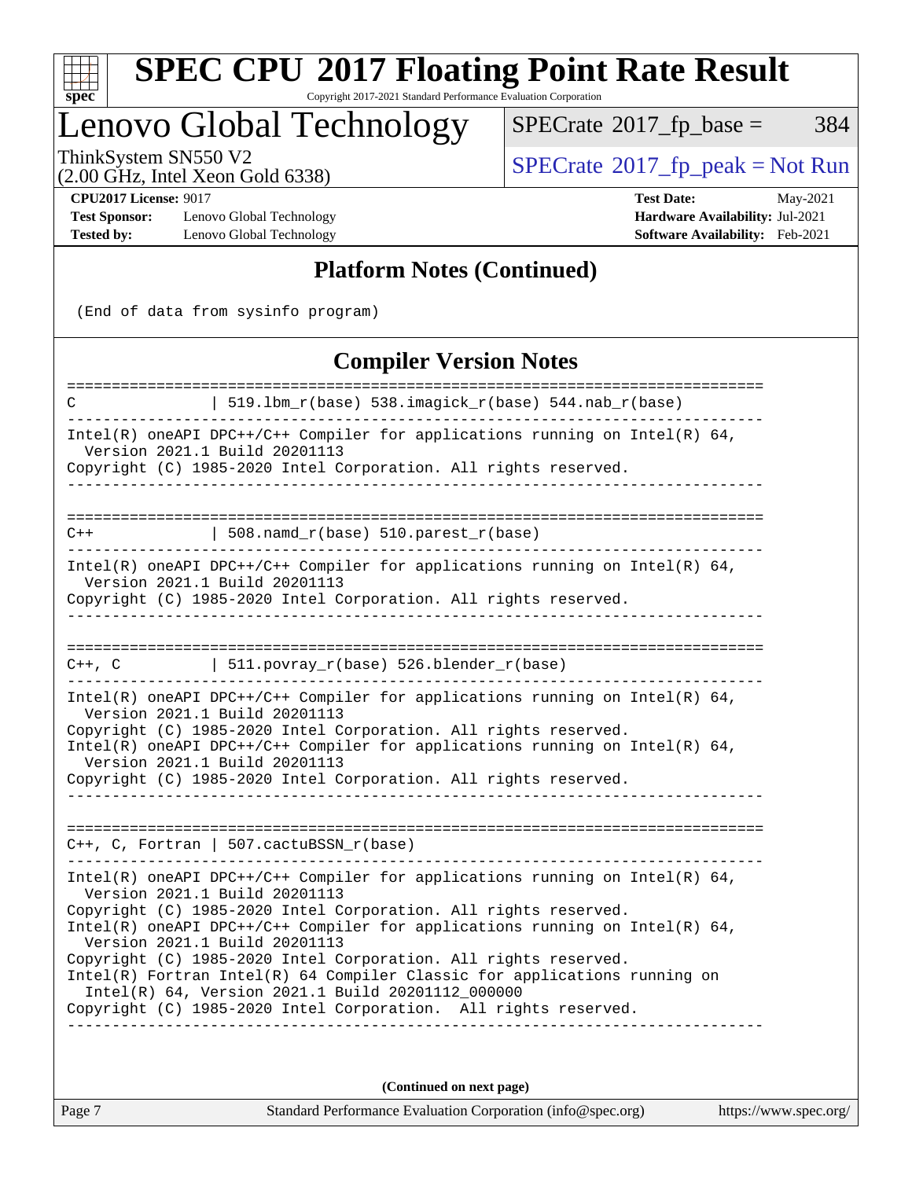## Platform Notes (Continued)

```
 (End of data from sysinfo program)
```

## Compiler Version Notes

```
==============================================================================
C               | 519.lbm_r(base) 538.imagick_r(base) 544.nab_r(base)
------------------------------------------------------------------------------
Intel(R) oneAPI DPC++/C++ Compiler for applications running on Intel(R) 64,
  Version 2021.1 Build 20201113
Copyright (C) 1985-2020 Intel Corporation. All rights reserved.
------------------------------------------------------------------------------

==============================================================================
C++             | 508.namd_r(base) 510.parest_r(base)
------------------------------------------------------------------------------
Intel(R) oneAPI DPC++/C++ Compiler for applications running on Intel(R) 64,
  Version 2021.1 Build 20201113
Copyright (C) 1985-2020 Intel Corporation. All rights reserved.
------------------------------------------------------------------------------

==============================================================================
C++, C          | 511.povray_r(base) 526.blender_r(base)
------------------------------------------------------------------------------
Intel(R) oneAPI DPC++/C++ Compiler for applications running on Intel(R) 64,
  Version 2021.1 Build 20201113
Copyright (C) 1985-2020 Intel Corporation. All rights reserved.
Intel(R) oneAPI DPC++/C++ Compiler for applications running on Intel(R) 64,
  Version 2021.1 Build 20201113
Copyright (C) 1985-2020 Intel Corporation. All rights reserved.
------------------------------------------------------------------------------

==============================================================================
C++, C, Fortran | 507.cactuBSSN_r(base)
------------------------------------------------------------------------------
Intel(R) oneAPI DPC++/C++ Compiler for applications running on Intel(R) 64,
  Version 2021.1 Build 20201113
Copyright (C) 1985-2020 Intel Corporation. All rights reserved.
Intel(R) oneAPI DPC++/C++ Compiler for applications running on Intel(R) 64,
  Version 2021.1 Build 20201113
Copyright (C) 1985-2020 Intel Corporation. All rights reserved.
Intel(R) Fortran Intel(R) 64 Compiler Classic for applications running on
  Intel(R) 64, Version 2021.1 Build 20201112_000000
Copyright (C) 1985-2020 Intel Corporation.  All rights reserved.
------------------------------------------------------------------------------
```

**(Continued on next page)**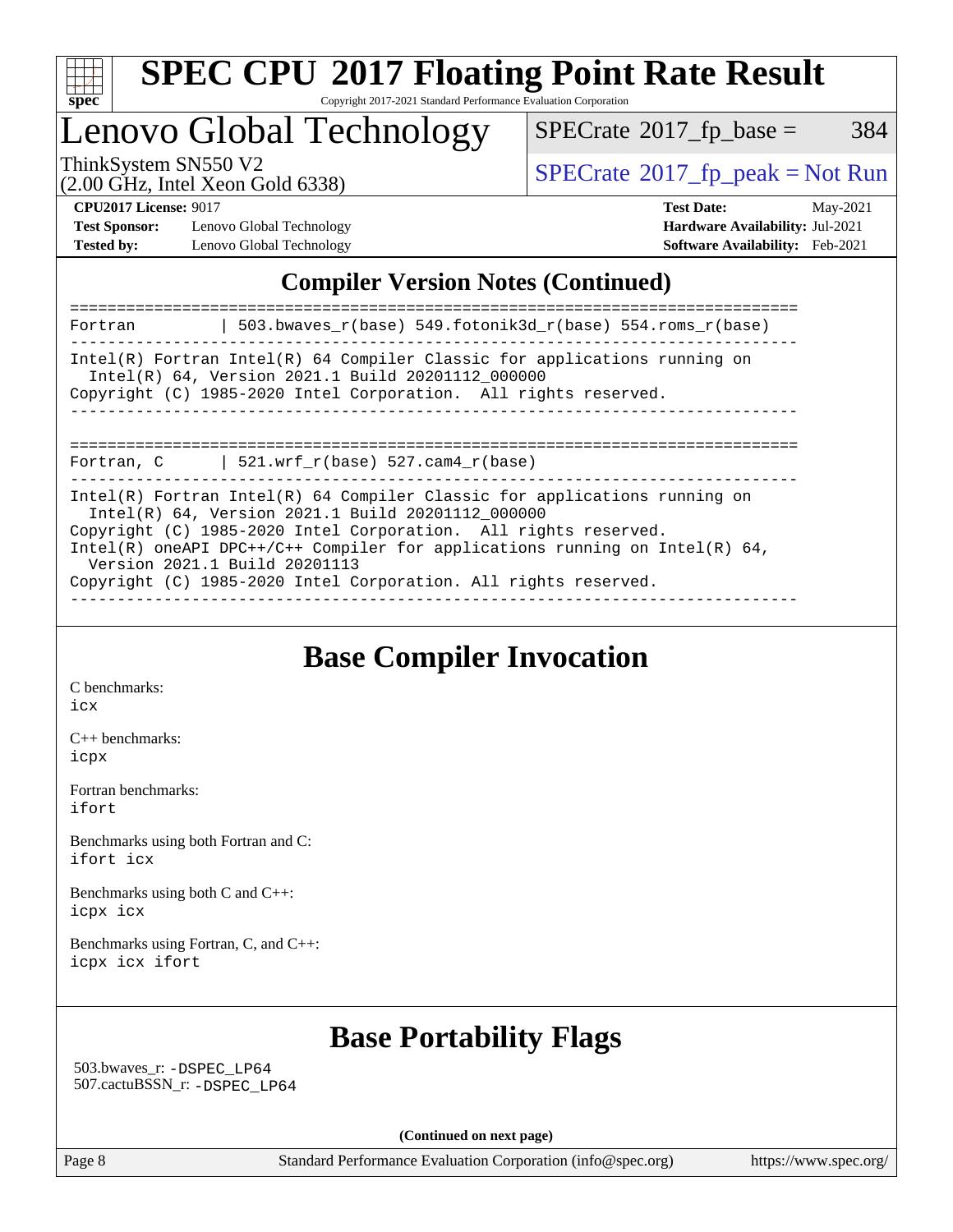## Compiler Version Notes (Continued)

```
==============================================================================
Fortran         | 503.bwaves_r(base) 549.fotonik3d_r(base) 554.roms_r(base)
------------------------------------------------------------------------------
Intel(R) Fortran Intel(R) 64 Compiler Classic for applications running on
  Intel(R) 64, Version 2021.1 Build 20201112_000000
Copyright (C) 1985-2020 Intel Corporation.  All rights reserved.
------------------------------------------------------------------------------

==============================================================================
Fortran, C      | 521.wrf_r(base) 527.cam4_r(base)
------------------------------------------------------------------------------
Intel(R) Fortran Intel(R) 64 Compiler Classic for applications running on
  Intel(R) 64, Version 2021.1 Build 20201112_000000
Copyright (C) 1985-2020 Intel Corporation.  All rights reserved.
Intel(R) oneAPI DPC++/C++ Compiler for applications running on Intel(R) 64,
  Version 2021.1 Build 20201113
Copyright (C) 1985-2020 Intel Corporation. All rights reserved.
------------------------------------------------------------------------------
```

## Base Compiler Invocation

C benchmarks:
icx

C++ benchmarks:
icpx

Fortran benchmarks:
ifort

Benchmarks using both Fortran and C:
ifort icx

Benchmarks using both C and C++:
icpx icx

Benchmarks using Fortran, C, and C++:
icpx icx ifort

## Base Portability Flags

503.bwaves_r: -DSPEC_LP64
507.cactuBSSN_r: -DSPEC_LP64

**(Continued on next page)**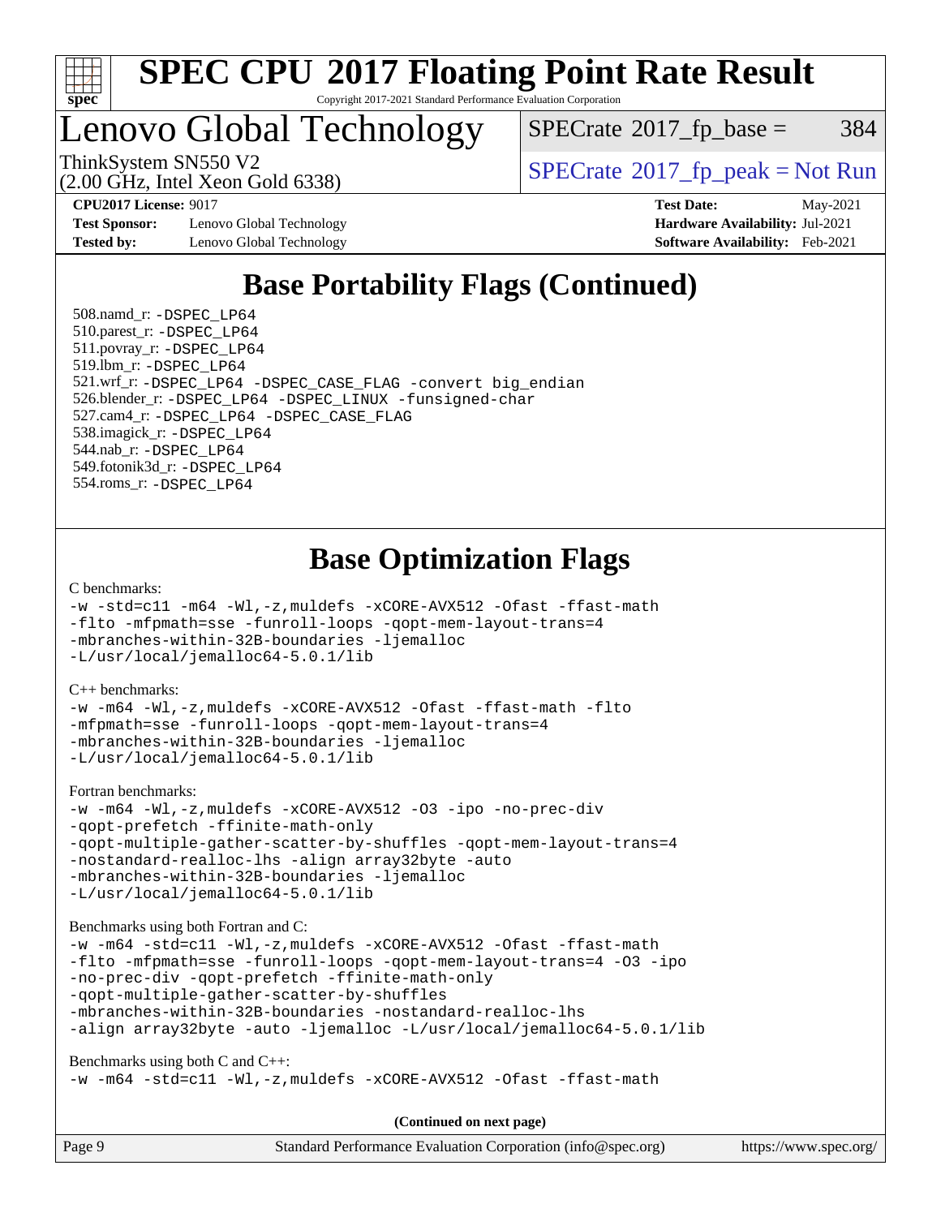## Base Portability Flags (Continued)

508.namd_r: -DSPEC_LP64
510.parest_r: -DSPEC_LP64
511.povray_r: -DSPEC_LP64
519.lbm_r: -DSPEC_LP64
521.wrf_r: -DSPEC_LP64 -DSPEC_CASE_FLAG -convert big_endian
526.blender_r: -DSPEC_LP64 -DSPEC_LINUX -funsigned-char
527.cam4_r: -DSPEC_LP64 -DSPEC_CASE_FLAG
538.imagick_r: -DSPEC_LP64
544.nab_r: -DSPEC_LP64
549.fotonik3d_r: -DSPEC_LP64
554.roms_r: -DSPEC_LP64

## Base Optimization Flags

C benchmarks:

```
-w -std=c11 -m64 -Wl,-z,muldefs -xCORE-AVX512 -Ofast -ffast-math
-flto -mfpmath=sse -funroll-loops -qopt-mem-layout-trans=4
-mbranches-within-32B-boundaries -ljemalloc
-L/usr/local/jemalloc64-5.0.1/lib
```

C++ benchmarks:

```
-w -m64 -Wl,-z,muldefs -xCORE-AVX512 -Ofast -ffast-math -flto
-mfpmath=sse -funroll-loops -qopt-mem-layout-trans=4
-mbranches-within-32B-boundaries -ljemalloc
-L/usr/local/jemalloc64-5.0.1/lib
```

Fortran benchmarks:

```
-w -m64 -Wl,-z,muldefs -xCORE-AVX512 -O3 -ipo -no-prec-div
-qopt-prefetch -ffinite-math-only
-qopt-multiple-gather-scatter-by-shuffles -qopt-mem-layout-trans=4
-nostandard-realloc-lhs -align array32byte -auto
-mbranches-within-32B-boundaries -ljemalloc
-L/usr/local/jemalloc64-5.0.1/lib
```

Benchmarks using both Fortran and C:

```
-w -m64 -std=c11 -Wl,-z,muldefs -xCORE-AVX512 -Ofast -ffast-math
-flto -mfpmath=sse -funroll-loops -qopt-mem-layout-trans=4 -O3 -ipo
-no-prec-div -qopt-prefetch -ffinite-math-only
-qopt-multiple-gather-scatter-by-shuffles
-mbranches-within-32B-boundaries -nostandard-realloc-lhs
-align array32byte -auto -ljemalloc -L/usr/local/jemalloc64-5.0.1/lib
```

Benchmarks using both C and C++:

```
-w -m64 -std=c11 -Wl,-z,muldefs -xCORE-AVX512 -Ofast -ffast-math
```

**(Continued on next page)**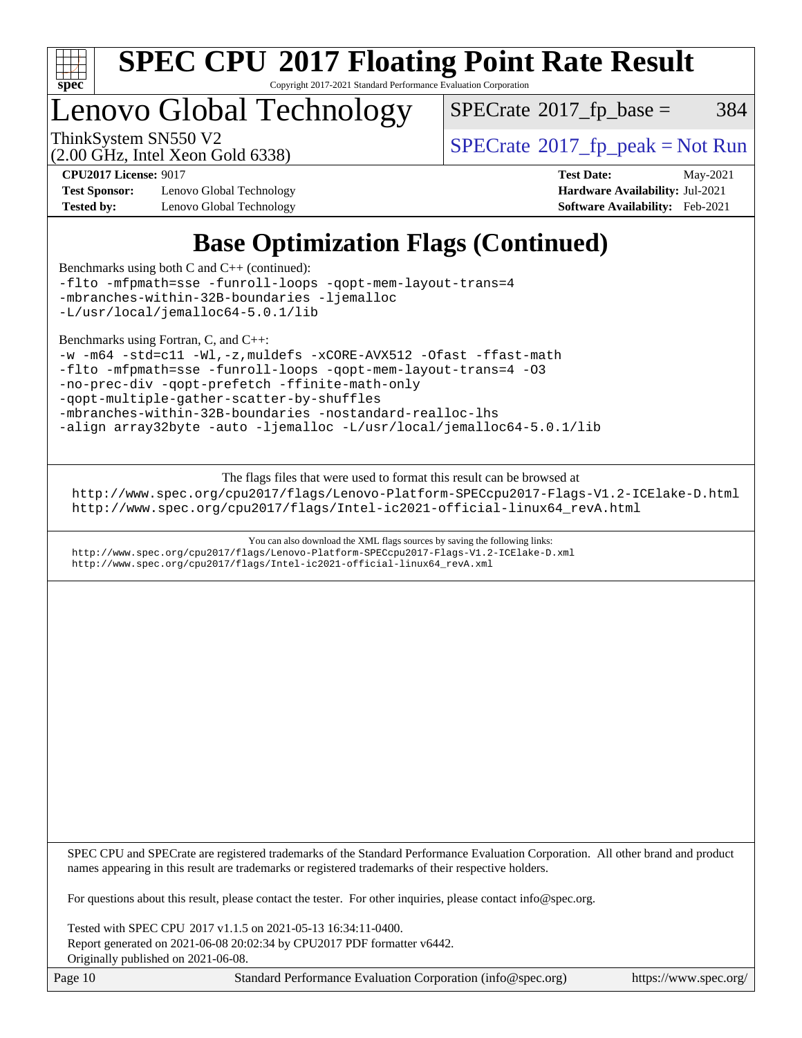# Base Optimization Flags (Continued)

Benchmarks using both C and C++ (continued):

```
-flto -mfpmath=sse -funroll-loops -qopt-mem-layout-trans=4
-mbranches-within-32B-boundaries -ljemalloc
-L/usr/local/jemalloc64-5.0.1/lib
```

Benchmarks using Fortran, C, and C++:

```
-w -m64 -std=c11 -Wl,-z,muldefs -xCORE-AVX512 -Ofast -ffast-math
-flto -mfpmath=sse -funroll-loops -qopt-mem-layout-trans=4 -O3
-no-prec-div -qopt-prefetch -ffinite-math-only
-qopt-multiple-gather-scatter-by-shuffles
-mbranches-within-32B-boundaries -nostandard-realloc-lhs
-align array32byte -auto -ljemalloc -L/usr/local/jemalloc64-5.0.1/lib
```

The flags files that were used to format this result can be browsed at

http://www.spec.org/cpu2017/flags/Lenovo-Platform-SPECcpu2017-Flags-V1.2-ICElake-D.html
http://www.spec.org/cpu2017/flags/Intel-ic2021-official-linux64_revA.html

You can also download the XML flags sources by saving the following links:

http://www.spec.org/cpu2017/flags/Lenovo-Platform-SPECcpu2017-Flags-V1.2-ICElake-D.xml
http://www.spec.org/cpu2017/flags/Intel-ic2021-official-linux64_revA.xml

SPEC CPU and SPECrate are registered trademarks of the Standard Performance Evaluation Corporation. All other brand and product names appearing in this result are trademarks or registered trademarks of their respective holders.

For questions about this result, please contact the tester. For other inquiries, please contact info@spec.org.

Tested with SPEC CPU 2017 v1.1.5 on 2021-05-13 16:34:11-0400.
Report generated on 2021-06-08 20:02:34 by CPU2017 PDF formatter v6442.
Originally published on 2021-06-08.